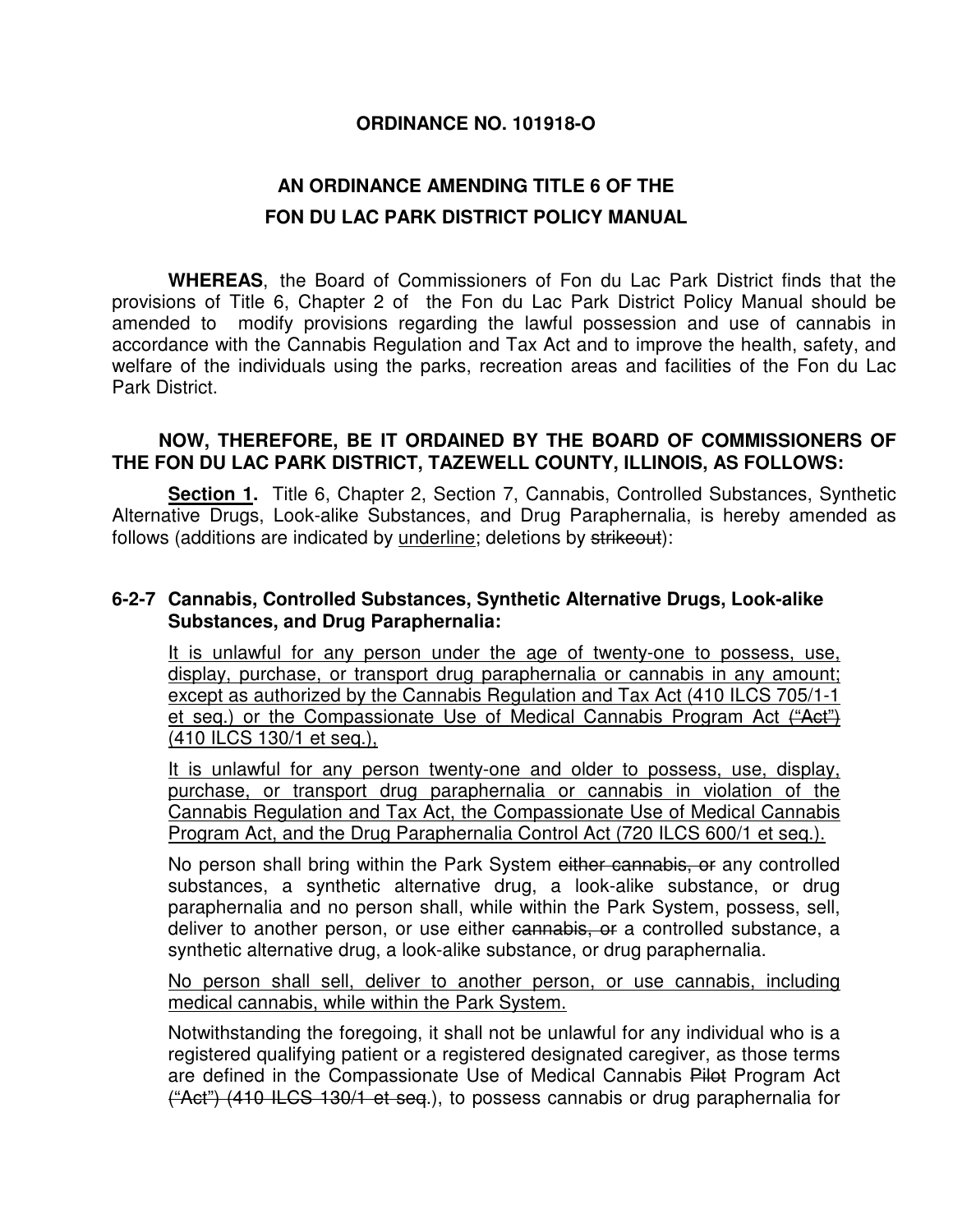**ORDINANCE NO. 101918-O**

**AN ORDINANCE AMENDING TITLE 6 OF THE FON DU LAC PARK DISTRICT POLICY MANUAL**

**WHEREAS**, the Board of Commissioners of Fon du Lac Park District finds that the provisions of Title 6, Chapter 2 of the Fon du Lac Park District Policy Manual should be amended to modify provisions regarding the lawful possession and use of cannabis in accordance with the Cannabis Regulation and Tax Act and to improve the health, safety, and welfare of the individuals using the parks, recreation areas and facilities of the Fon du Lac Park District.

**NOW, THEREFORE, BE IT ORDAINED BY THE BOARD OF COMMISSIONERS OF THE FON DU LAC PARK DISTRICT, TAZEWELL COUNTY, ILLINOIS, AS FOLLOWS:**

**<u>Section 1.</u>** Title 6, Chapter 2, Section 7, Cannabis, Controlled Substances, Synthetic Alternative Drugs, Look-alike Substances, and Drug Paraphernalia, is hereby amended as follows (additions are indicated by <u>underline</u>; deletions by ~~strikeout~~):

**6-2-7 Cannabis, Controlled Substances, Synthetic Alternative Drugs, Look-alike Substances, and Drug Paraphernalia:**

<u>It is unlawful for any person under the age of twenty-one to possess, use, display, purchase, or transport drug paraphernalia or cannabis in any amount; except as authorized by the Cannabis Regulation and Tax Act (410 ILCS 705/1-1 et seq.) or the Compassionate Use of Medical Cannabis Program Act</u> ~~("Act")~~ <u>(410 ILCS 130/1 et seq.),</u>

<u>It is unlawful for any person twenty-one and older to possess, use, display, purchase, or transport drug paraphernalia or cannabis in violation of the Cannabis Regulation and Tax Act, the Compassionate Use of Medical Cannabis Program Act, and the Drug Paraphernalia Control Act (720 ILCS 600/1 et seq.).</u>

No person shall bring within the Park System ~~either cannabis, or~~ any controlled substances, a synthetic alternative drug, a look-alike substance, or drug paraphernalia and no person shall, while within the Park System, possess, sell, deliver to another person, or use either ~~cannabis, or~~ a controlled substance, a synthetic alternative drug, a look-alike substance, or drug paraphernalia.

<u>No person shall sell, deliver to another person, or use cannabis, including medical cannabis, while within the Park System.</u>

Notwithstanding the foregoing, it shall not be unlawful for any individual who is a registered qualifying patient or a registered designated caregiver, as those terms are defined in the Compassionate Use of Medical Cannabis ~~Pilot~~ Program Act ~~("Act") (410 ILCS 130/1 et seq~~.), to possess cannabis or drug paraphernalia for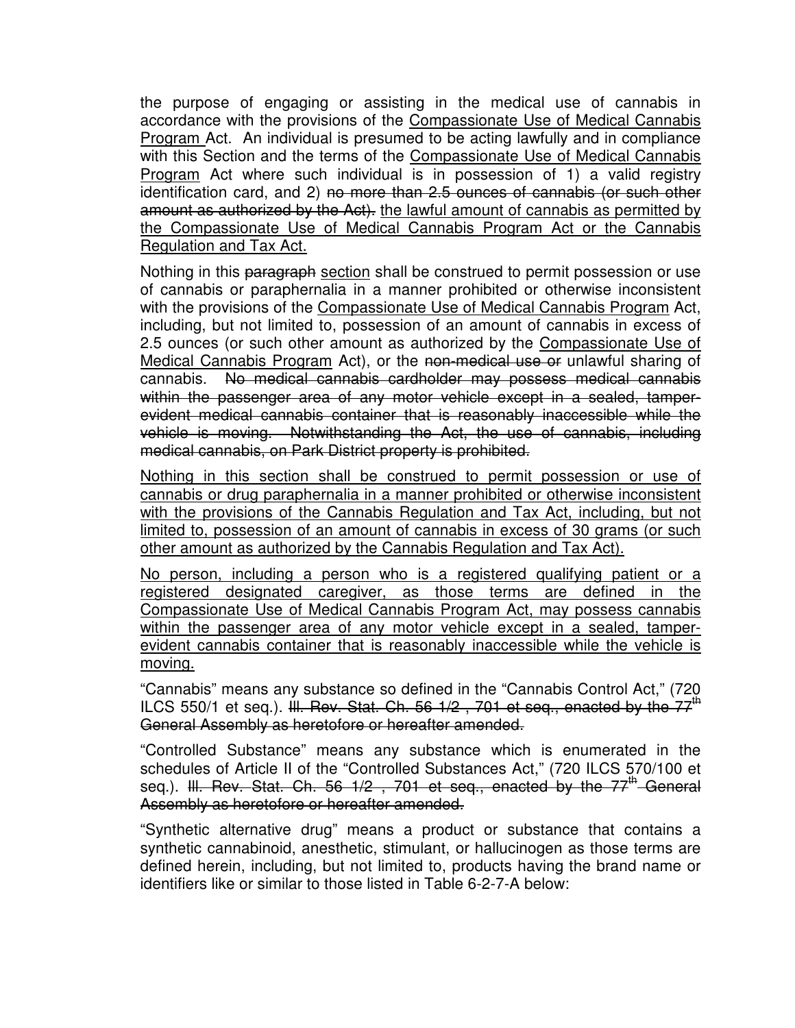the purpose of engaging or assisting in the medical use of cannabis in accordance with the provisions of the Compassionate Use of Medical Cannabis Program Act. An individual is presumed to be acting lawfully and in compliance with this Section and the terms of the Compassionate Use of Medical Cannabis Program Act where such individual is in possession of 1) a valid registry identification card, and 2) ~~no more than 2.5 ounces of cannabis (or such other amount as authorized by the Act).~~ the lawful amount of cannabis as permitted by the Compassionate Use of Medical Cannabis Program Act or the Cannabis Regulation and Tax Act.

Nothing in this ~~paragraph~~ section shall be construed to permit possession or use of cannabis or paraphernalia in a manner prohibited or otherwise inconsistent with the provisions of the Compassionate Use of Medical Cannabis Program Act, including, but not limited to, possession of an amount of cannabis in excess of 2.5 ounces (or such other amount as authorized by the Compassionate Use of Medical Cannabis Program Act), or the ~~non-medical use or~~ unlawful sharing of cannabis. ~~No medical cannabis cardholder may possess medical cannabis within the passenger area of any motor vehicle except in a sealed, tamper-evident medical cannabis container that is reasonably inaccessible while the vehicle is moving. Notwithstanding the Act, the use of cannabis, including medical cannabis, on Park District property is prohibited.~~

Nothing in this section shall be construed to permit possession or use of cannabis or drug paraphernalia in a manner prohibited or otherwise inconsistent with the provisions of the Cannabis Regulation and Tax Act, including, but not limited to, possession of an amount of cannabis in excess of 30 grams (or such other amount as authorized by the Cannabis Regulation and Tax Act).

No person, including a person who is a registered qualifying patient or a registered designated caregiver, as those terms are defined in the Compassionate Use of Medical Cannabis Program Act, may possess cannabis within the passenger area of any motor vehicle except in a sealed, tamper-evident cannabis container that is reasonably inaccessible while the vehicle is moving.

"Cannabis" means any substance so defined in the "Cannabis Control Act," (720 ILCS 550/1 et seq.). ~~Ill. Rev. Stat. Ch. 56 1/2 , 701 et seq., enacted by the 77th General Assembly as heretofore or hereafter amended.~~

"Controlled Substance" means any substance which is enumerated in the schedules of Article II of the "Controlled Substances Act," (720 ILCS 570/100 et seq.). ~~Ill. Rev. Stat. Ch. 56 1/2 , 701 et seq., enacted by the 77th General Assembly as heretofore or hereafter amended.~~

"Synthetic alternative drug" means a product or substance that contains a synthetic cannabinoid, anesthetic, stimulant, or hallucinogen as those terms are defined herein, including, but not limited to, products having the brand name or identifiers like or similar to those listed in Table 6-2-7-A below: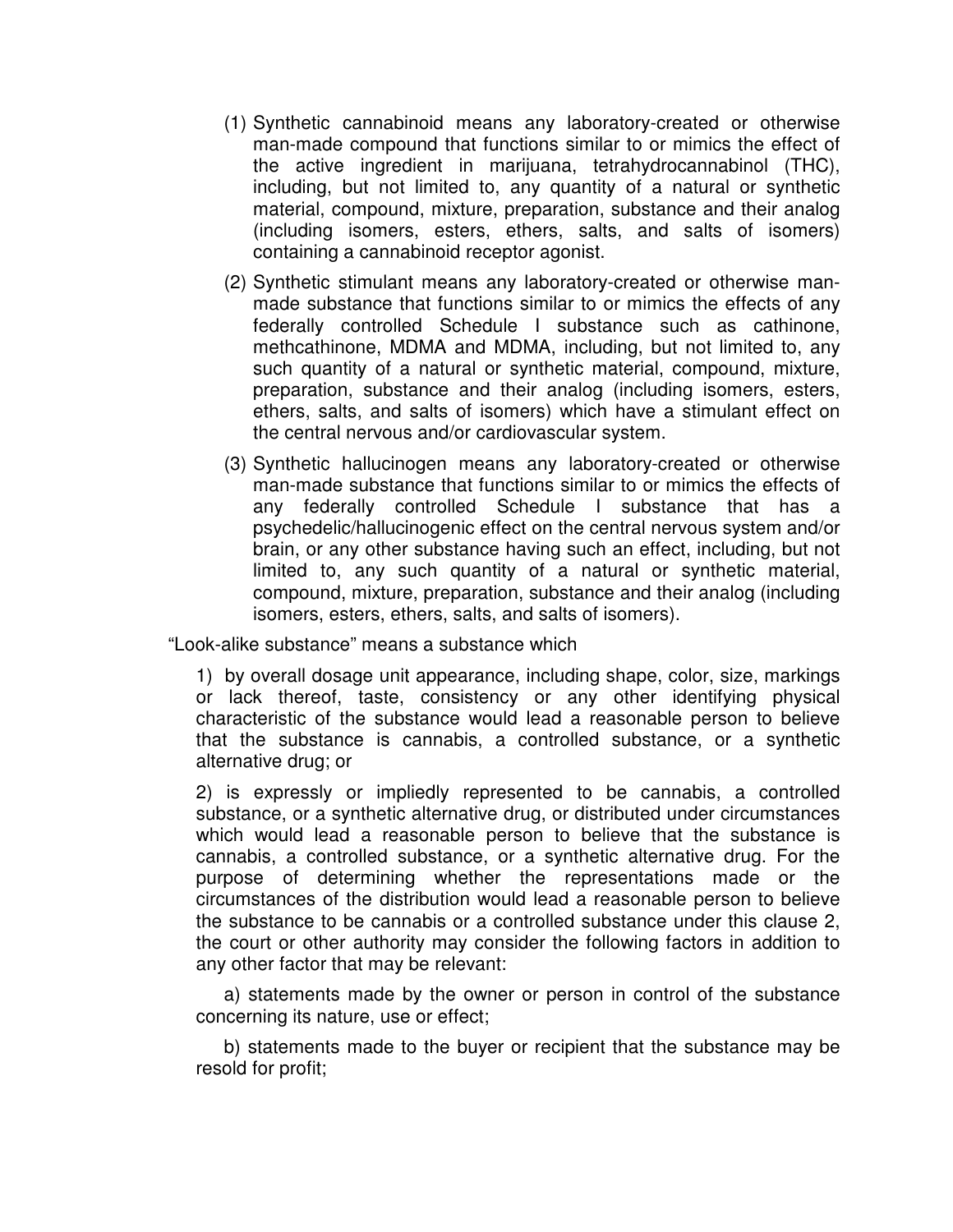(1) Synthetic cannabinoid means any laboratory-created or otherwise man-made compound that functions similar to or mimics the effect of the active ingredient in marijuana, tetrahydrocannabinol (THC), including, but not limited to, any quantity of a natural or synthetic material, compound, mixture, preparation, substance and their analog (including isomers, esters, ethers, salts, and salts of isomers) containing a cannabinoid receptor agonist.

(2) Synthetic stimulant means any laboratory-created or otherwise man-made substance that functions similar to or mimics the effects of any federally controlled Schedule I substance such as cathinone, methcathinone, MDMA and MDMA, including, but not limited to, any such quantity of a natural or synthetic material, compound, mixture, preparation, substance and their analog (including isomers, esters, ethers, salts, and salts of isomers) which have a stimulant effect on the central nervous and/or cardiovascular system.

(3) Synthetic hallucinogen means any laboratory-created or otherwise man-made substance that functions similar to or mimics the effects of any federally controlled Schedule I substance that has a psychedelic/hallucinogenic effect on the central nervous system and/or brain, or any other substance having such an effect, including, but not limited to, any such quantity of a natural or synthetic material, compound, mixture, preparation, substance and their analog (including isomers, esters, ethers, salts, and salts of isomers).

"Look-alike substance" means a substance which

1) by overall dosage unit appearance, including shape, color, size, markings or lack thereof, taste, consistency or any other identifying physical characteristic of the substance would lead a reasonable person to believe that the substance is cannabis, a controlled substance, or a synthetic alternative drug; or

2) is expressly or impliedly represented to be cannabis, a controlled substance, or a synthetic alternative drug, or distributed under circumstances which would lead a reasonable person to believe that the substance is cannabis, a controlled substance, or a synthetic alternative drug. For the purpose of determining whether the representations made or the circumstances of the distribution would lead a reasonable person to believe the substance to be cannabis or a controlled substance under this clause 2, the court or other authority may consider the following factors in addition to any other factor that may be relevant:

a) statements made by the owner or person in control of the substance concerning its nature, use or effect;

b) statements made to the buyer or recipient that the substance may be resold for profit;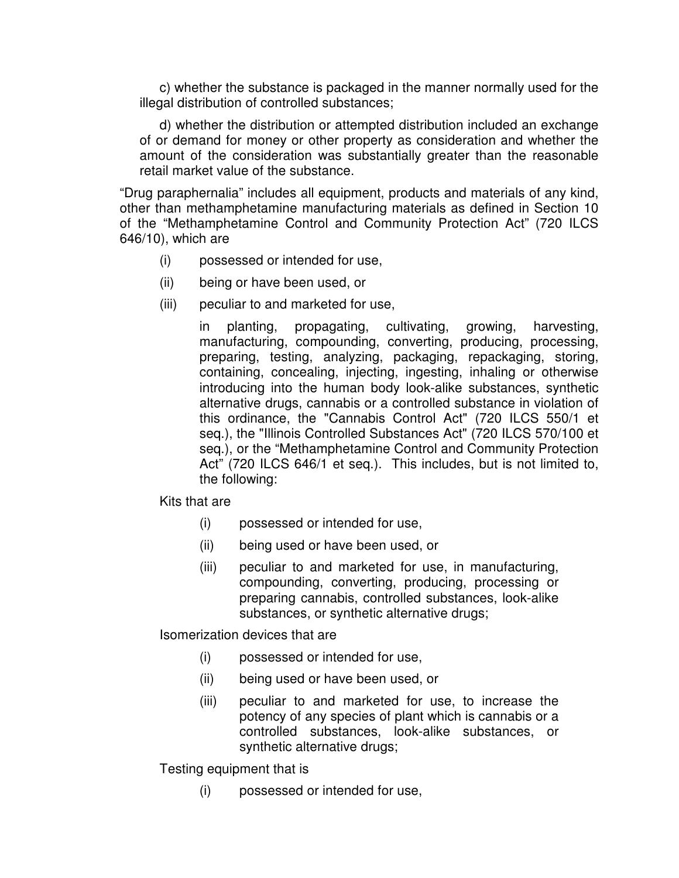c) whether the substance is packaged in the manner normally used for the illegal distribution of controlled substances;

d) whether the distribution or attempted distribution included an exchange of or demand for money or other property as consideration and whether the amount of the consideration was substantially greater than the reasonable retail market value of the substance.

"Drug paraphernalia" includes all equipment, products and materials of any kind, other than methamphetamine manufacturing materials as defined in Section 10 of the "Methamphetamine Control and Community Protection Act" (720 ILCS 646/10), which are

(i) possessed or intended for use,

(ii) being or have been used, or

(iii) peculiar to and marketed for use,

in planting, propagating, cultivating, growing, harvesting, manufacturing, compounding, converting, producing, processing, preparing, testing, analyzing, packaging, repackaging, storing, containing, concealing, injecting, ingesting, inhaling or otherwise introducing into the human body look-alike substances, synthetic alternative drugs, cannabis or a controlled substance in violation of this ordinance, the "Cannabis Control Act" (720 ILCS 550/1 et seq.), the "Illinois Controlled Substances Act" (720 ILCS 570/100 et seq.), or the "Methamphetamine Control and Community Protection Act" (720 ILCS 646/1 et seq.). This includes, but is not limited to, the following:

Kits that are

(i) possessed or intended for use,

(ii) being used or have been used, or

(iii) peculiar to and marketed for use, in manufacturing, compounding, converting, producing, processing or preparing cannabis, controlled substances, look-alike substances, or synthetic alternative drugs;

Isomerization devices that are

(i) possessed or intended for use,

(ii) being used or have been used, or

(iii) peculiar to and marketed for use, to increase the potency of any species of plant which is cannabis or a controlled substances, look-alike substances, or synthetic alternative drugs;

Testing equipment that is

(i) possessed or intended for use,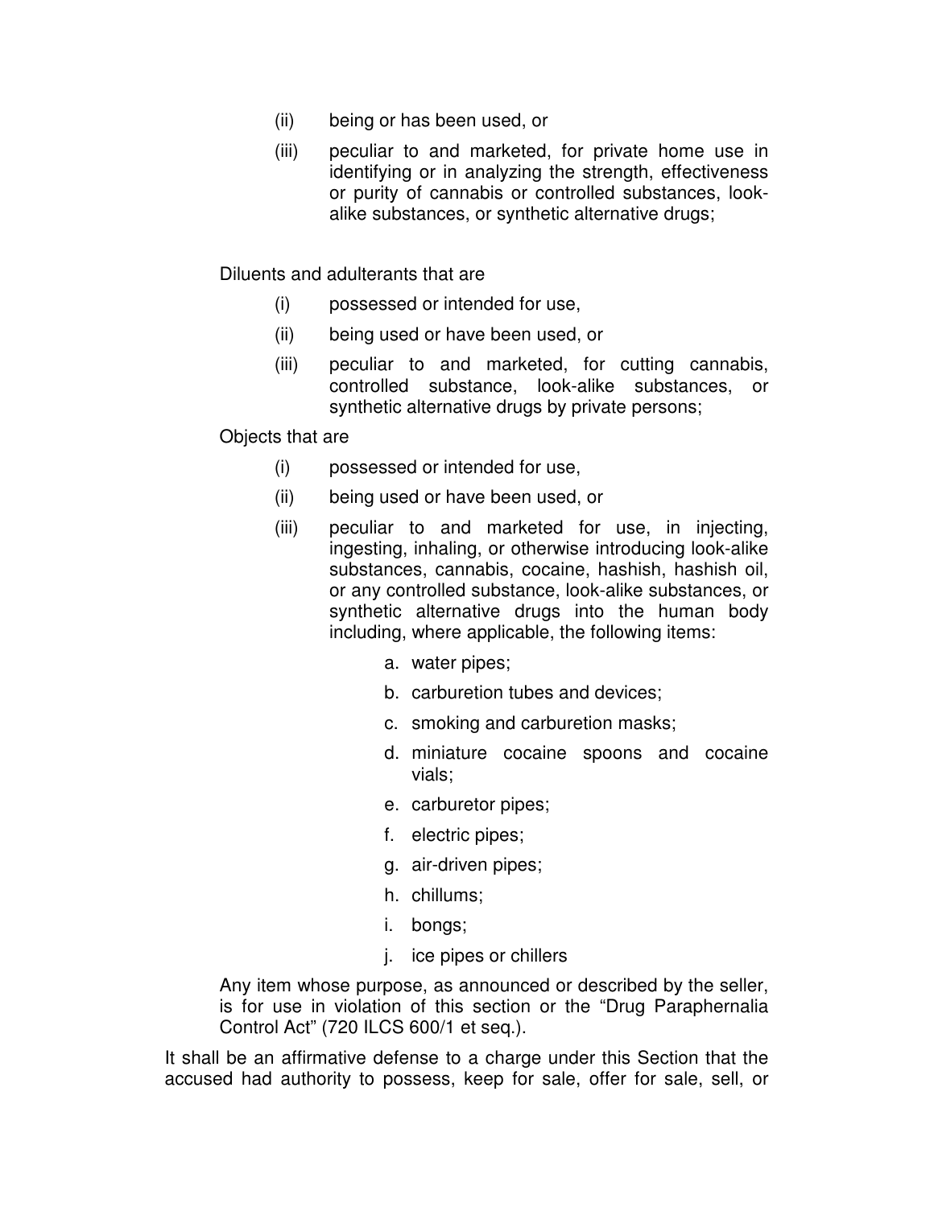(ii) being or has been used, or

(iii) peculiar to and marketed, for private home use in identifying or in analyzing the strength, effectiveness or purity of cannabis or controlled substances, look-alike substances, or synthetic alternative drugs;

Diluents and adulterants that are

(i) possessed or intended for use,

(ii) being used or have been used, or

(iii) peculiar to and marketed, for cutting cannabis, controlled substance, look-alike substances, or synthetic alternative drugs by private persons;

Objects that are

(i) possessed or intended for use,

(ii) being used or have been used, or

(iii) peculiar to and marketed for use, in injecting, ingesting, inhaling, or otherwise introducing look-alike substances, cannabis, cocaine, hashish, hashish oil, or any controlled substance, look-alike substances, or synthetic alternative drugs into the human body including, where applicable, the following items:

a. water pipes;
b. carburetion tubes and devices;
c. smoking and carburetion masks;
d. miniature cocaine spoons and cocaine vials;
e. carburetor pipes;
f. electric pipes;
g. air-driven pipes;
h. chillums;
i. bongs;
j. ice pipes or chillers

Any item whose purpose, as announced or described by the seller, is for use in violation of this section or the "Drug Paraphernalia Control Act" (720 ILCS 600/1 et seq.).

It shall be an affirmative defense to a charge under this Section that the accused had authority to possess, keep for sale, offer for sale, sell, or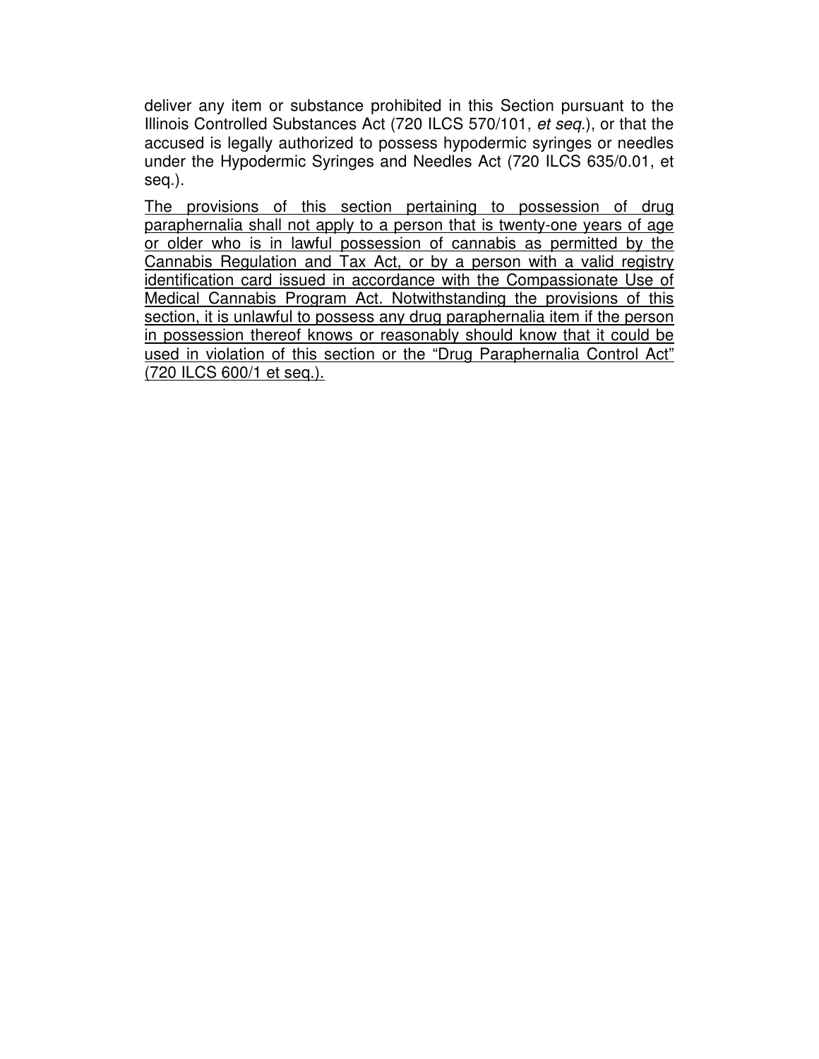deliver any item or substance prohibited in this Section pursuant to the Illinois Controlled Substances Act (720 ILCS 570/101, *et seq.*), or that the accused is legally authorized to possess hypodermic syringes or needles under the Hypodermic Syringes and Needles Act (720 ILCS 635/0.01, et seq.).

<u>The provisions of this section pertaining to possession of drug paraphernalia shall not apply to a person that is twenty-one years of age or older who is in lawful possession of cannabis as permitted by the Cannabis Regulation and Tax Act, or by a person with a valid registry identification card issued in accordance with the Compassionate Use of Medical Cannabis Program Act. Notwithstanding the provisions of this section, it is unlawful to possess any drug paraphernalia item if the person in possession thereof knows or reasonably should know that it could be used in violation of this section or the "Drug Paraphernalia Control Act" (720 ILCS 600/1 et seq.).</u>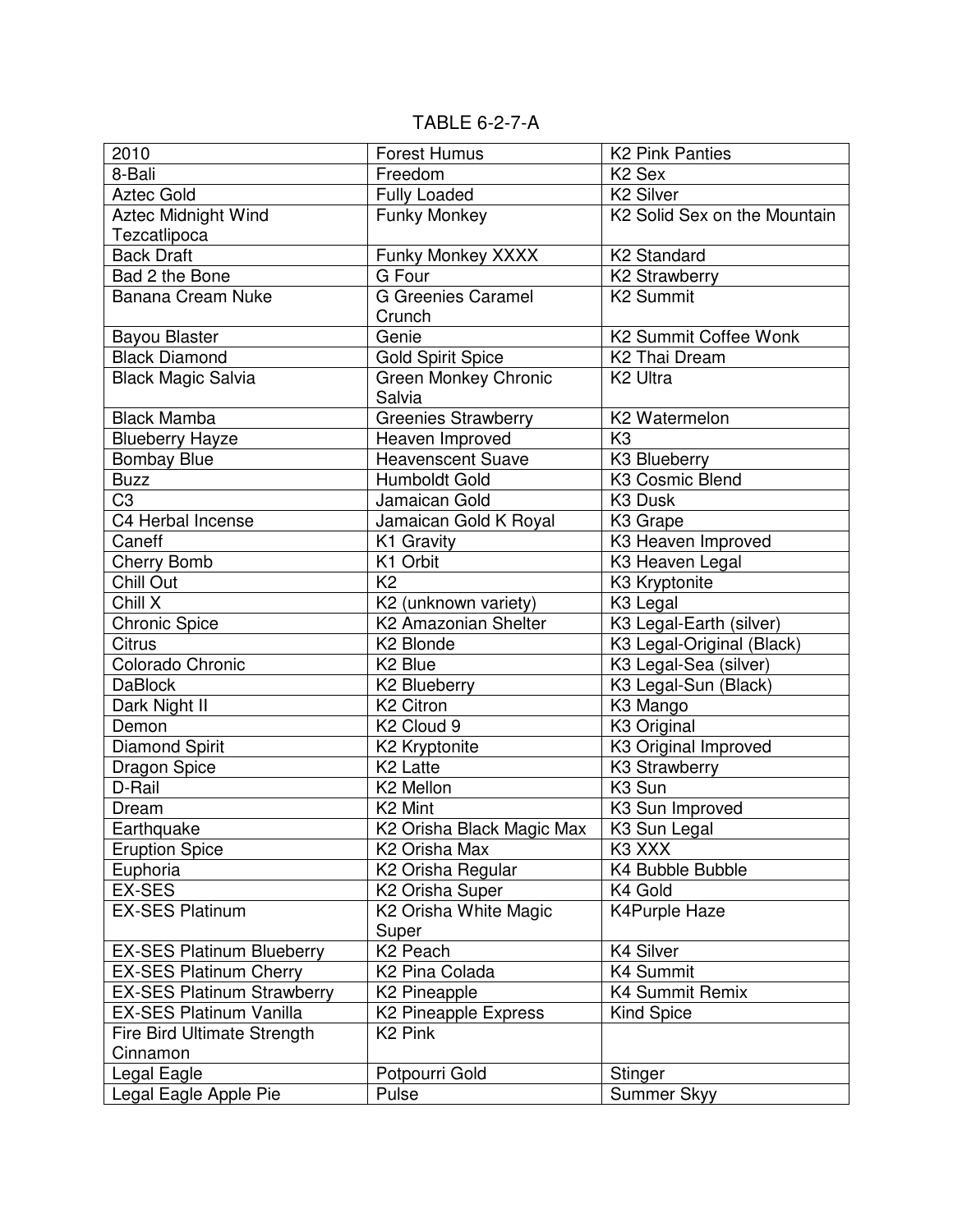TABLE 6-2-7-A

| | | |
|---|---|---|
| 2010 | Forest Humus | K2 Pink Panties |
| 8-Bali | Freedom | K2 Sex |
| Aztec Gold | Fully Loaded | K2 Silver |
| Aztec Midnight Wind Tezcatlipoca | Funky Monkey | K2 Solid Sex on the Mountain |
| Back Draft | Funky Monkey XXXX | K2 Standard |
| Bad 2 the Bone | G Four | K2 Strawberry |
| Banana Cream Nuke | G Greenies Caramel Crunch | K2 Summit |
| Bayou Blaster | Genie | K2 Summit Coffee Wonk |
| Black Diamond | Gold Spirit Spice | K2 Thai Dream |
| Black Magic Salvia | Green Monkey Chronic Salvia | K2 Ultra |
| Black Mamba | Greenies Strawberry | K2 Watermelon |
| Blueberry Hayze | Heaven Improved | K3 |
| Bombay Blue | Heavenscent Suave | K3 Blueberry |
| Buzz | Humboldt Gold | K3 Cosmic Blend |
| C3 | Jamaican Gold | K3 Dusk |
| C4 Herbal Incense | Jamaican Gold K Royal | K3 Grape |
| Caneff | K1 Gravity | K3 Heaven Improved |
| Cherry Bomb | K1 Orbit | K3 Heaven Legal |
| Chill Out | K2 | K3 Kryptonite |
| Chill X | K2 (unknown variety) | K3 Legal |
| Chronic Spice | K2 Amazonian Shelter | K3 Legal-Earth (silver) |
| Citrus | K2 Blonde | K3 Legal-Original (Black) |
| Colorado Chronic | K2 Blue | K3 Legal-Sea (silver) |
| DaBlock | K2 Blueberry | K3 Legal-Sun (Black) |
| Dark Night II | K2 Citron | K3 Mango |
| Demon | K2 Cloud 9 | K3 Original |
| Diamond Spirit | K2 Kryptonite | K3 Original Improved |
| Dragon Spice | K2 Latte | K3 Strawberry |
| D-Rail | K2 Mellon | K3 Sun |
| Dream | K2 Mint | K3 Sun Improved |
| Earthquake | K2 Orisha Black Magic Max | K3 Sun Legal |
| Eruption Spice | K2 Orisha Max | K3 XXX |
| Euphoria | K2 Orisha Regular | K4 Bubble Bubble |
| EX-SES | K2 Orisha Super | K4 Gold |
| EX-SES Platinum | K2 Orisha White Magic Super | K4Purple Haze |
| EX-SES Platinum Blueberry | K2 Peach | K4 Silver |
| EX-SES Platinum Cherry | K2 Pina Colada | K4 Summit |
| EX-SES Platinum Strawberry | K2 Pineapple | K4 Summit Remix |
| EX-SES Platinum Vanilla | K2 Pineapple Express | Kind Spice |
| Fire Bird Ultimate Strength Cinnamon | K2 Pink | |
| Legal Eagle | Potpourri Gold | Stinger |
| Legal Eagle Apple Pie | Pulse | Summer Skyy |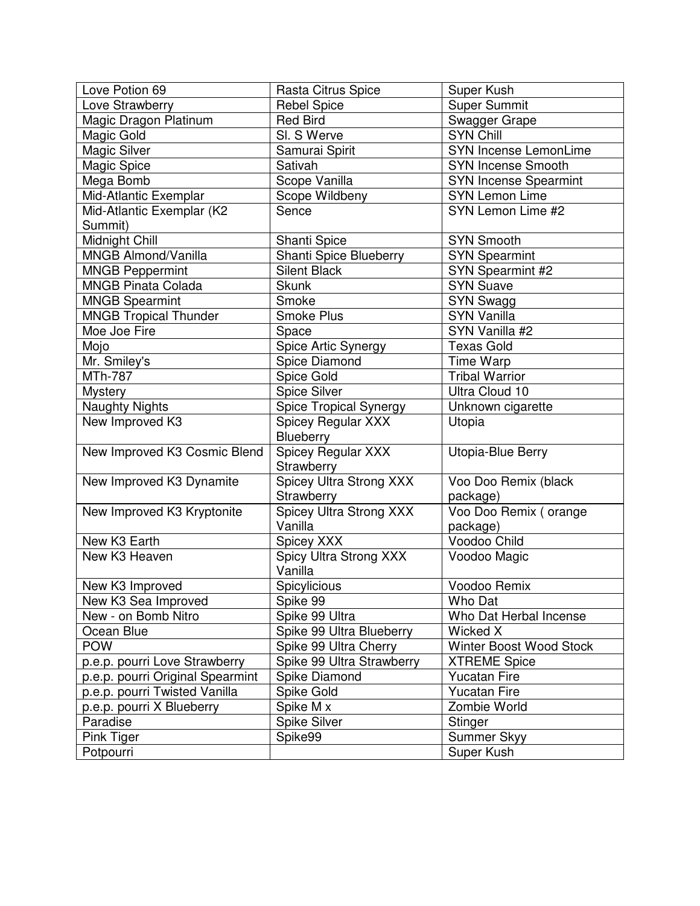| Love Potion 69 | Rasta Citrus Spice | Super Kush |
|---|---|---|
| Love Strawberry | Rebel Spice | Super Summit |
| Magic Dragon Platinum | Red Bird | Swagger Grape |
| Magic Gold | Sl. S Werve | SYN Chill |
| Magic Silver | Samurai Spirit | SYN Incense LemonLime |
| Magic Spice | Sativah | SYN Incense Smooth |
| Mega Bomb | Scope Vanilla | SYN Incense Spearmint |
| Mid-Atlantic Exemplar | Scope Wildbeny | SYN Lemon Lime |
| Mid-Atlantic Exemplar (K2 Summit) | Sence | SYN Lemon Lime #2 |
| Midnight Chill | Shanti Spice | SYN Smooth |
| MNGB Almond/Vanilla | Shanti Spice Blueberry | SYN Spearmint |
| MNGB Peppermint | Silent Black | SYN Spearmint #2 |
| MNGB Pinata Colada | Skunk | SYN Suave |
| MNGB Spearmint | Smoke | SYN Swagg |
| MNGB Tropical Thunder | Smoke Plus | SYN Vanilla |
| Moe Joe Fire | Space | SYN Vanilla #2 |
| Mojo | Spice Artic Synergy | Texas Gold |
| Mr. Smiley's | Spice Diamond | Time Warp |
| MTh-787 | Spice Gold | Tribal Warrior |
| Mystery | Spice Silver | Ultra Cloud 10 |
| Naughty Nights | Spice Tropical Synergy | Unknown cigarette |
| New Improved K3 | Spicey Regular XXX Blueberry | Utopia |
| New Improved K3 Cosmic Blend | Spicey Regular XXX Strawberry | Utopia-Blue Berry |
| New Improved K3 Dynamite | Spicey Ultra Strong XXX Strawberry | Voo Doo Remix (black package) |
| New Improved K3 Kryptonite | Spicey Ultra Strong XXX Vanilla | Voo Doo Remix ( orange package) |
| New K3 Earth | Spicey XXX | Voodoo Child |
| New K3 Heaven | Spicy Ultra Strong XXX Vanilla | Voodoo Magic |
| New K3 Improved | Spicylicious | Voodoo Remix |
| New K3 Sea Improved | Spike 99 | Who Dat |
| New - on Bomb Nitro | Spike 99 Ultra | Who Dat Herbal Incense |
| Ocean Blue | Spike 99 Ultra Blueberry | Wicked X |
| POW | Spike 99 Ultra Cherry | Winter Boost Wood Stock |
| p.e.p. pourri Love Strawberry | Spike 99 Ultra Strawberry | XTREME Spice |
| p.e.p. pourri Original Spearmint | Spike Diamond | Yucatan Fire |
| p.e.p. pourri Twisted Vanilla | Spike Gold | Yucatan Fire |
| p.e.p. pourri X Blueberry | Spike M x | Zombie World |
| Paradise | Spike Silver | Stinger |
| Pink Tiger | Spike99 | Summer Skyy |
| Potpourri | | Super Kush |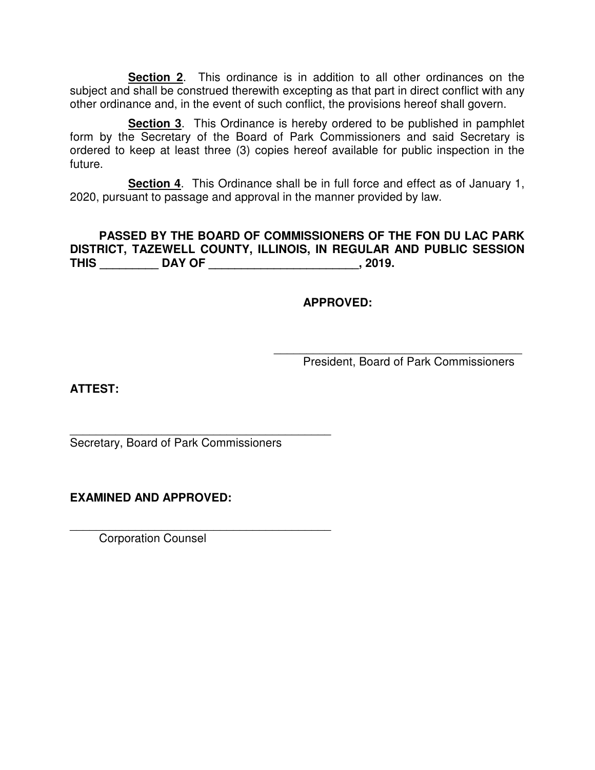**Section 2**. This ordinance is in addition to all other ordinances on the subject and shall be construed therewith excepting as that part in direct conflict with any other ordinance and, in the event of such conflict, the provisions hereof shall govern.

**Section 3**. This Ordinance is hereby ordered to be published in pamphlet form by the Secretary of the Board of Park Commissioners and said Secretary is ordered to keep at least three (3) copies hereof available for public inspection in the future.

**Section 4**. This Ordinance shall be in full force and effect as of January 1, 2020, pursuant to passage and approval in the manner provided by law.

**PASSED BY THE BOARD OF COMMISSIONERS OF THE FON DU LAC PARK DISTRICT, TAZEWELL COUNTY, ILLINOIS, IN REGULAR AND PUBLIC SESSION THIS _________ DAY OF ________________________, 2019.**

**APPROVED:**

_________________________________________
President, Board of Park Commissioners

**ATTEST:**

_________________________________________
Secretary, Board of Park Commissioners

**EXAMINED AND APPROVED:**

_________________________________________
Corporation Counsel